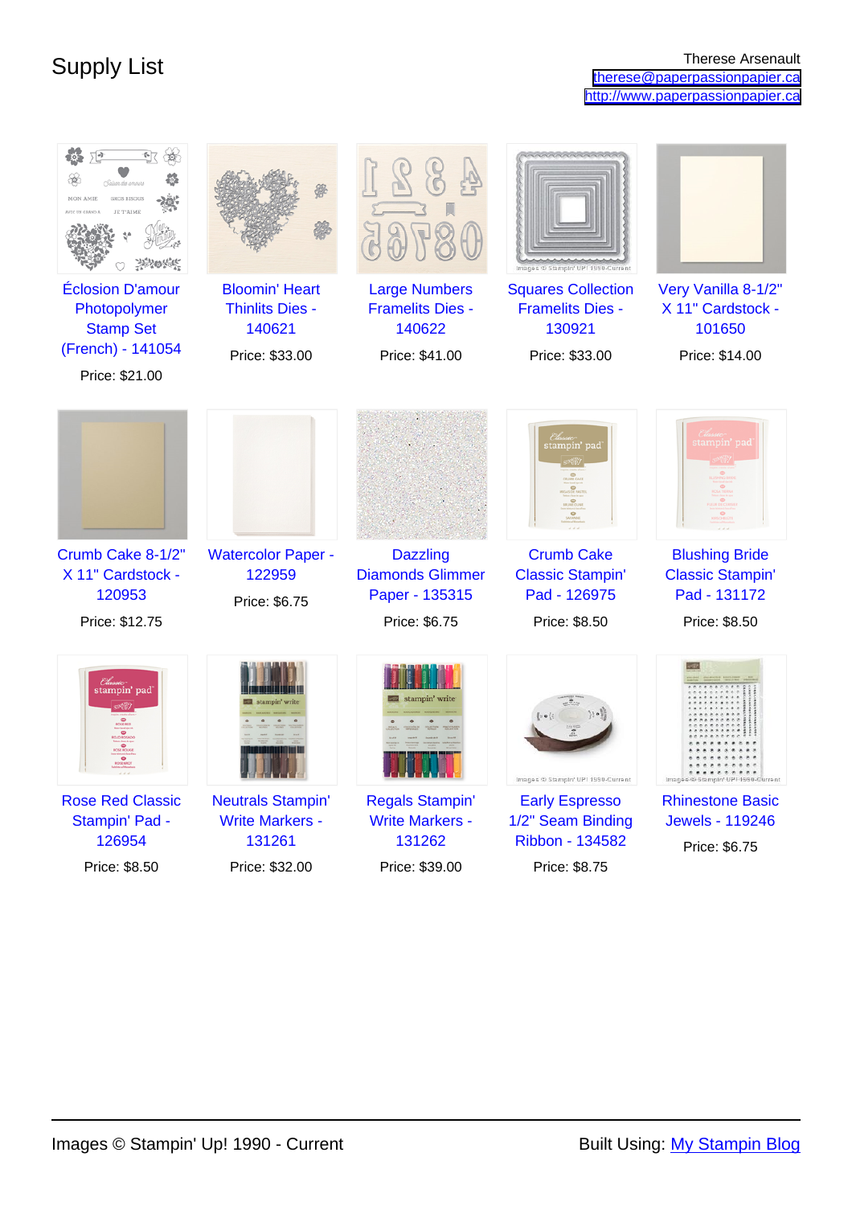# Supply List

Therese Arsenault
therese@paperpassionpapier.ca
http://www.paperpassionpapier.ca

| Product | Price |
|---|---|
| Éclosion D'amour Photopolymer Stamp Set (French) - 141054 | Price: $21.00 |
| Bloomin' Heart Thinlits Dies - 140621 | Price: $33.00 |
| Large Numbers Framelits Dies - 140622 | Price: $41.00 |
| Squares Collection Framelits Dies - 130921 | Price: $33.00 |
| Very Vanilla 8-1/2" X 11" Cardstock - 101650 | Price: $14.00 |
| Crumb Cake 8-1/2" X 11" Cardstock - 120953 | Price: $12.75 |
| Watercolor Paper - 122959 | Price: $6.75 |
| Dazzling Diamonds Glimmer Paper - 135315 | Price: $6.75 |
| Crumb Cake Classic Stampin' Pad - 126975 | Price: $8.50 |
| Blushing Bride Classic Stampin' Pad - 131172 | Price: $8.50 |
| Rose Red Classic Stampin' Pad - 126954 | Price: $8.50 |
| Neutrals Stampin' Write Markers - 131261 | Price: $32.00 |
| Regals Stampin' Write Markers - 131262 | Price: $39.00 |
| Early Espresso 1/2" Seam Binding Ribbon - 134582 | Price: $8.75 |
| Rhinestone Basic Jewels - 119246 | Price: $6.75 |

Images © Stampin' Up! 1990 - Current

Built Using: My Stampin Blog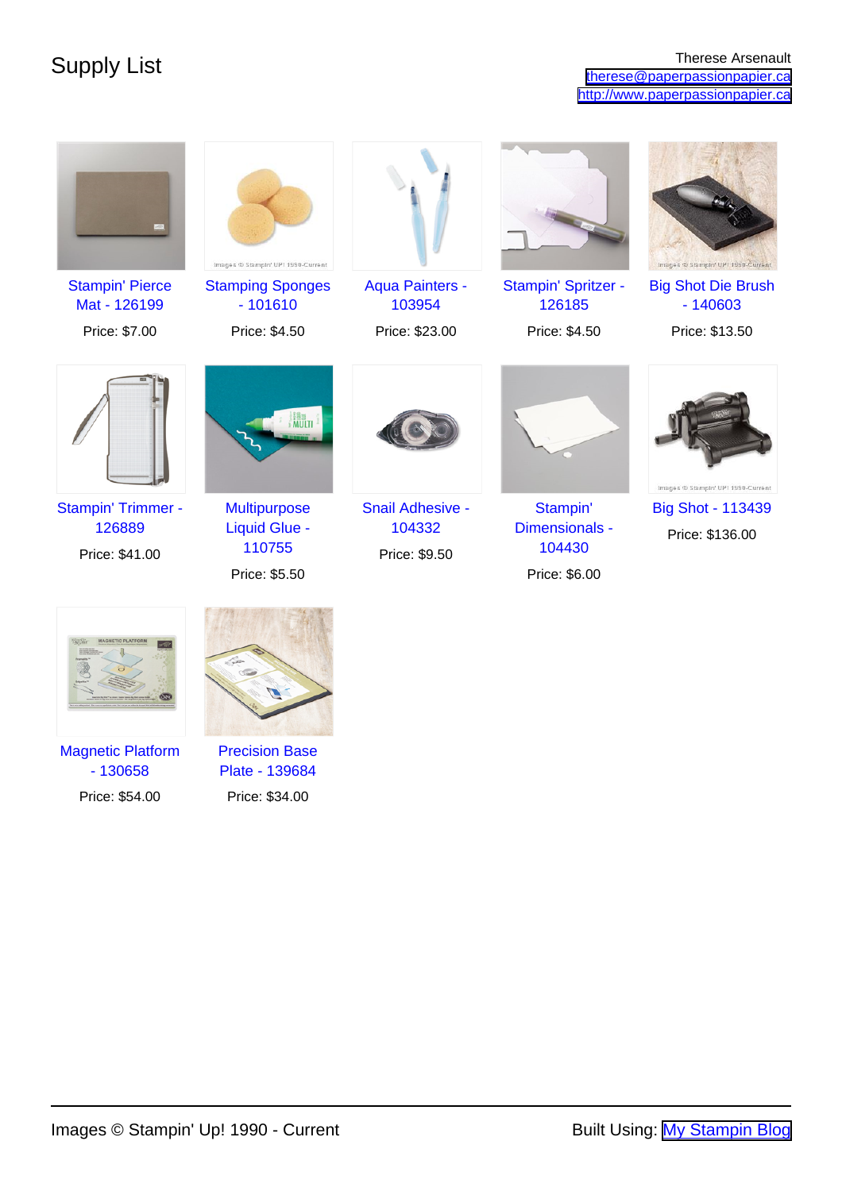# Supply List

Therese Arsenault
therese@paperpassionpapier.ca
http://www.paperpassionpapier.ca

Stampin' Pierce Mat - 126199
Price: $7.00

Stamping Sponges - 101610
Price: $4.50

Aqua Painters - 103954
Price: $23.00

Stampin' Spritzer - 126185
Price: $4.50

Big Shot Die Brush - 140603
Price: $13.50

Stampin' Trimmer - 126889
Price: $41.00

Multipurpose Liquid Glue - 110755
Price: $5.50

Snail Adhesive - 104332
Price: $9.50

Stampin' Dimensionals - 104430
Price: $6.00

Big Shot - 113439
Price: $136.00

Magnetic Platform - 130658
Price: $54.00

Precision Base Plate - 139684
Price: $34.00

Images © Stampin' Up! 1990 - Current

Built Using: My Stampin Blog